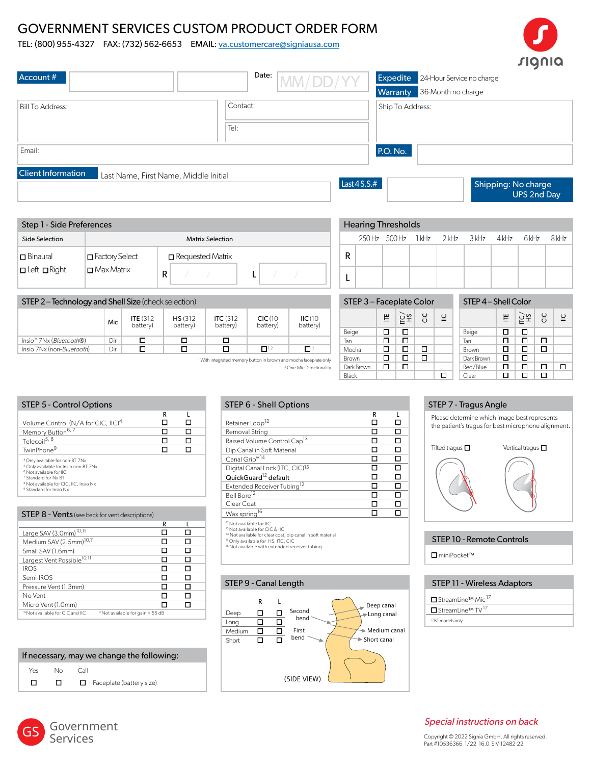# GOVERNMENT SERVICES CUSTOM PRODUCT ORDER FORM

TEL: (800) 955-4327 FAX: (732) 562-6653 EMAIL: va.customercare@signiausa.com

signia

**Account #** | | | Date: MM/DD/YY

**Expedite** 24-Hour Service no charge

**Warranty** 36-Month no charge

Bill To Address:

Contact:

Tel:

Ship To Address:

Email:

**P.O. No.**

**Client Information** Last Name, First Name, Middle Initial

**Last 4 S.S.#**

**Shipping: No charge UPS 2nd Day**

## Step 1 - Side Preferences

| Side Selection | Matrix Selection | |
|---|---|---|
| ☐ Binaural | ☐ Factory Select | ☐ Requested Matrix |
| ☐ Left ☐ Right | ☐ Max Matrix | R / / L / / |

## Hearing Thresholds

| | 250 Hz | 500 Hz | 1 kHz | 2 kHz | 3 kHz | 4 kHz | 6 kHz | 8 kHz |
|---|---|---|---|---|---|---|---|---|
| R | | | | | | | | |
| L | | | | | | | | |

## STEP 2 – Technology and Shell Size (check selection)

| | Mic | ITE (312 battery) | HS (312 battery) | ITC (312 battery) | CIC (10 battery) | IIC (10 battery) |
|---|---|---|---|---|---|---|
| Insio™ 7Nx (*Bluetooth*®) | Dir | ☐ | ☐ | ☐ | | |
| Insio 7Nx (non-*Bluetooth*) | Dir | ☐ | ☐ | ☐ | ☐ [1,2] | ☐ [2] |

[1] With integrated memory button in brown and mocha faceplate only

[2] One-Mic Directionality

## STEP 3 – Faceplate Color

| | ITE | ITC/HS | CIC | IIC |
|---|---|---|---|---|
| Beige | ☐ | ☐ | | |
| Tan | ☐ | ☐ | | |
| Mocha | ☐ | ☐ | ☐ | |
| Brown | ☐ | ☐ | ☐ | |
| Dark Brown | ☐ | ☐ | | |
| Black | | | | ☐ |

## STEP 4 – Shell Color

| | ITE | ITC/HS | CIC | IIC |
|---|---|---|---|---|
| Beige | ☐ | ☐ | | |
| Tan | ☐ | ☐ | ☐ | |
| Brown | ☐ | ☐ | ☐ | |
| Dark Brown | ☐ | ☐ | | |
| Red/Blue | ☐ | ☐ | ☐ | ☐ |
| Clear | ☐ | ☐ | ☐ | |

## STEP 5 - Control Options

| | R | L |
|---|---|---|
| Volume Control (N/A for CIC, IIC)[4] | ☐ | ☐ |
| Memory Button[6, 7] | ☐ | ☐ |
| Telecoil[5, 8] | ☐ | ☐ |
| TwinPhone[9] | ☐ | ☐ |

[4] Only available for non-BT 7Nx
[5] Only available for Insio non-BT 7Nx
[6] Not available for IIC
[7] Standard for Nx BT
[8] Not available for CIC, IIC, Insio Nx
[9] Standard for Insio Nx

## STEP 6 - Shell Options

| | R | L |
|---|---|---|
| Retainer Loop[12] | ☐ | ☐ |
| Removal String | ☐ | ☐ |
| Raised Volume Control Cap[13] | ☐ | ☐ |
| Dip Canal in Soft Material | ☐ | ☐ |
| Canal Grip™[14] | ☐ | ☐ |
| Digital Canal Lock (ITC, CIC)[15] | ☐ | ☐ |
| **QuickGuard**[12] **default** | ☐ | ☐ |
| Extended Receiver Tubing[12] | ☐ | ☐ |
| Bell Bore[12] | ☐ | ☐ |
| Clear Coat | ☐ | ☐ |
| Wax spring[16] | ☐ | ☐ |

[12] Not available for IIC
[13] Not available for CIC & IIC
[14] Not available for clear coat, dip canal in soft material
[15] Only available for HS, ITC, CIC
[16] Not available with extended receiver tubing

## STEP 7 - Tragus Angle

Please determine which image best represents the patient's tragus for best microphone alignment.

Tilted tragus ☐ Vertical tragus ☐

## STEP 8 - Vents (see back for vent descriptions)

| | R | L |
|---|---|---|
| Large SAV (3.0mm)[10,11] | ☐ | ☐ |
| Medium SAV (2.5mm)[10,11] | ☐ | ☐ |
| Small SAV (1.6mm) | ☐ | ☐ |
| Largest Vent Possible[10,11] | ☐ | ☐ |
| IROS | ☐ | ☐ |
| Semi-IROS | ☐ | ☐ |
| Pressure Vent (1.3mm) | ☐ | ☐ |
| No Vent | ☐ | ☐ |
| Micro Vent (1.0mm) | ☐ | ☐ |

[10] Not available for CIC and IIC [11] Not available for gain > 55 dB

## STEP 9 - Canal Length

| | R | L |
|---|---|---|
| Deep | ☐ | ☐ |
| Long | ☐ | ☐ |
| Medium | ☐ | ☐ |
| Short | ☐ | ☐ |

Second bend
First bend
Deep canal
Long canal
Medium canal
Short canal
(SIDE VIEW)

## STEP 10 - Remote Controls

☐ miniPocket™

## STEP 11 - Wireless Adaptors

☐ StreamLine™ Mic[17]

☐ StreamLine™ TV[17]

[17] BT models only

## If necessary, may we change the following:

| Yes | No | Call | |
|---|---|---|---|
| ☐ | ☐ | ☐ | Faceplate (battery size) |

GS Government Services

*Special instructions on back*

Copyright © 2022 Signia GmbH. All rights reserved.
Part #10536366 1/22 16.0 SIV-12482-22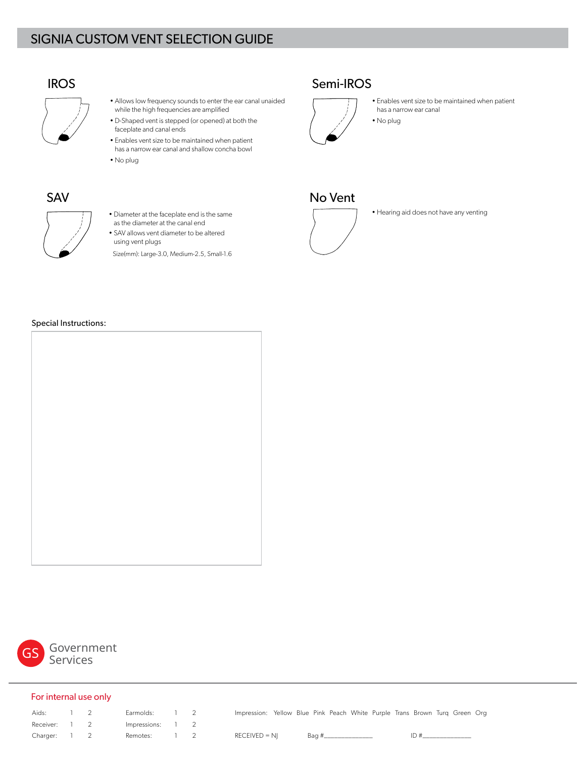## SIGNIA CUSTOM VENT SELECTION GUIDE

### IROS

- Allows low frequency sounds to enter the ear canal unaided while the high frequencies are amplified
- D-Shaped vent is stepped (or opened) at both the faceplate and canal ends
- Enables vent size to be maintained when patient has a narrow ear canal and shallow concha bowl
- No plug

### Semi-IROS

- Enables vent size to be maintained when patient has a narrow ear canal
- No plug

### SAV

- Diameter at the faceplate end is the same as the diameter at the canal end
- SAV allows vent diameter to be altered using vent plugs

Size(mm): Large-3.0, Medium-2.5, Small-1.6

### No Vent

- Hearing aid does not have any venting

Special Instructions:

GS Government Services

For internal use only

| | | | | | | | |
|---|---|---|---|---|---|---|---|
| Aids: | 1 | 2 | Earmolds: | 1 | 2 | Impression: | Yellow Blue Pink Peach White Purple Trans Brown Turq Green Org |
| Receiver: | 1 | 2 | Impressions: | 1 | 2 | | |
| Charger: | 1 | 2 | Remotes: | 1 | 2 | RECEIVED = NJ | Bag #______________ ID #______________ |